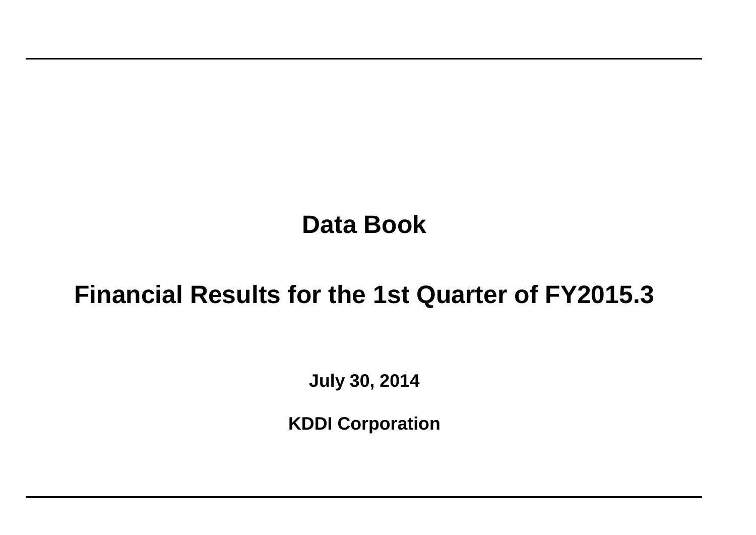# Data Book

## Financial Results for the 1st Quarter of FY2015.3

**July 30, 2014**

**KDDI Corporation**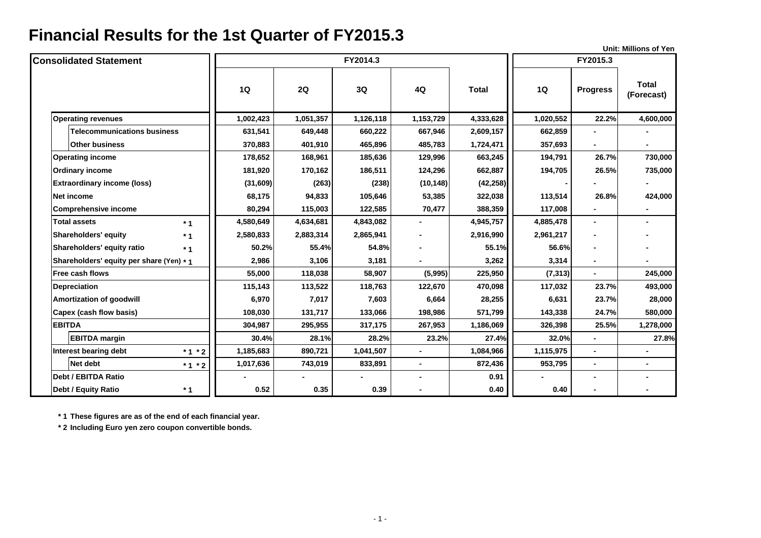# Financial Results for the 1st Quarter of FY2015.3

Unit: Millions of Yen

| Consolidated Statement | | FY2014.3 | | | | | FY2015.3 | | |
|---|---|---|---|---|---|---|---|---|---|
| | | 1Q | 2Q | 3Q | 4Q | Total | 1Q | Progress | Total (Forecast) |
| Operating revenues | | 1,002,423 | 1,051,357 | 1,126,118 | 1,153,729 | 4,333,628 | 1,020,552 | 22.2% | 4,600,000 |
| Telecommunications business | | 631,541 | 649,448 | 660,222 | 667,946 | 2,609,157 | 662,859 | - | - |
| Other business | | 370,883 | 401,910 | 465,896 | 485,783 | 1,724,471 | 357,693 | - | - |
| Operating income | | 178,652 | 168,961 | 185,636 | 129,996 | 663,245 | 194,791 | 26.7% | 730,000 |
| Ordinary income | | 181,920 | 170,162 | 186,511 | 124,296 | 662,887 | 194,705 | 26.5% | 735,000 |
| Extraordinary income (loss) | | (31,609) | (263) | (238) | (10,148) | (42,258) | - | - | - |
| Net income | | 68,175 | 94,833 | 105,646 | 53,385 | 322,038 | 113,514 | 26.8% | 424,000 |
| Comprehensive income | | 80,294 | 115,003 | 122,585 | 70,477 | 388,359 | 117,008 | - | - |
| Total assets | *1 | 4,580,649 | 4,634,681 | 4,843,082 | - | 4,945,757 | 4,885,478 | - | - |
| Shareholders' equity | *1 | 2,580,833 | 2,883,314 | 2,865,941 | - | 2,916,990 | 2,961,217 | - | - |
| Shareholders' equity ratio | *1 | 50.2% | 55.4% | 54.8% | - | 55.1% | 56.6% | - | - |
| Shareholders' equity per share (Yen) | *1 | 2,986 | 3,106 | 3,181 | - | 3,262 | 3,314 | - | - |
| Free cash flows | | 55,000 | 118,038 | 58,907 | (5,995) | 225,950 | (7,313) | - | 245,000 |
| Depreciation | | 115,143 | 113,522 | 118,763 | 122,670 | 470,098 | 117,032 | 23.7% | 493,000 |
| Amortization of goodwill | | 6,970 | 7,017 | 7,603 | 6,664 | 28,255 | 6,631 | 23.7% | 28,000 |
| Capex (cash flow basis) | | 108,030 | 131,717 | 133,066 | 198,986 | 571,799 | 143,338 | 24.7% | 580,000 |
| EBITDA | | 304,987 | 295,955 | 317,175 | 267,953 | 1,186,069 | 326,398 | 25.5% | 1,278,000 |
| EBITDA margin | | 30.4% | 28.1% | 28.2% | 23.2% | 27.4% | 32.0% | - | 27.8% |
| Interest bearing debt | *1 *2 | 1,185,683 | 890,721 | 1,041,507 | - | 1,084,966 | 1,115,975 | - | - |
| Net debt | *1 *2 | 1,017,636 | 743,019 | 833,891 | - | 872,436 | 953,795 | - | - |
| Debt / EBITDA Ratio | | - | - | - | - | 0.91 | - | - | - |
| Debt / Equity Ratio | *1 | 0.52 | 0.35 | 0.39 | - | 0.40 | 0.40 | - | - |

*1 These figures are as of the end of each financial year.

*2 Including Euro yen zero coupon convertible bonds.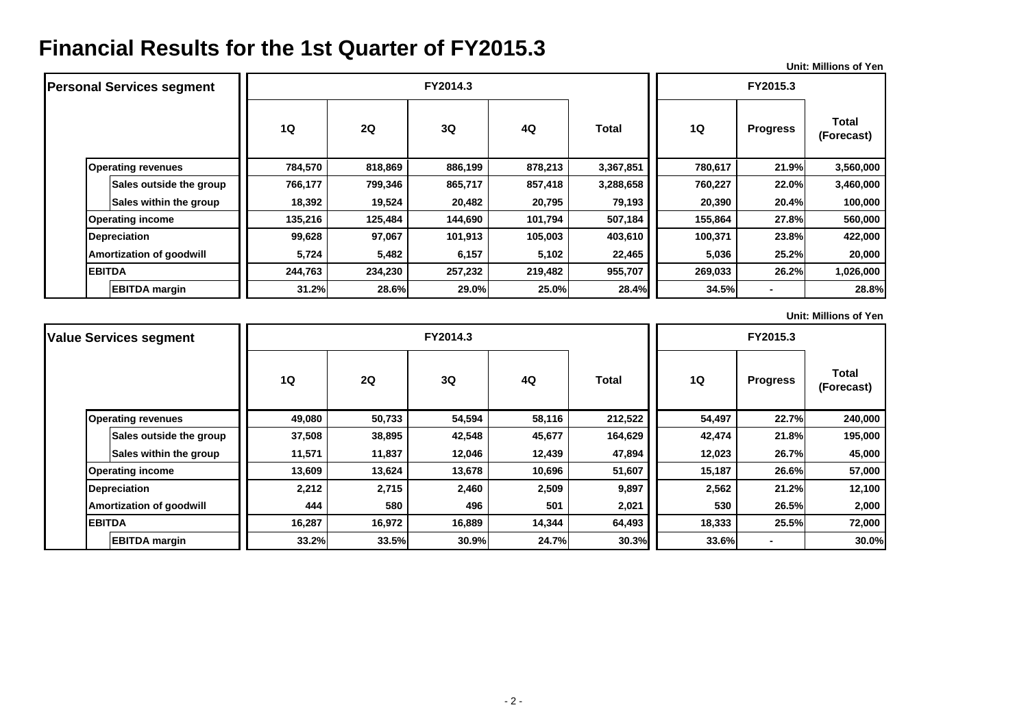# Financial Results for the 1st Quarter of FY2015.3

Unit: Millions of Yen

| Personal Services segment | FY2014.3 | | | | | FY2015.3 | | |
|---|---|---|---|---|---|---|---|---|
| | 1Q | 2Q | 3Q | 4Q | Total | 1Q | Progress | Total (Forecast) |
| Operating revenues | 784,570 | 818,869 | 886,199 | 878,213 | 3,367,851 | 780,617 | 21.9% | 3,560,000 |
| Sales outside the group | 766,177 | 799,346 | 865,717 | 857,418 | 3,288,658 | 760,227 | 22.0% | 3,460,000 |
| Sales within the group | 18,392 | 19,524 | 20,482 | 20,795 | 79,193 | 20,390 | 20.4% | 100,000 |
| Operating income | 135,216 | 125,484 | 144,690 | 101,794 | 507,184 | 155,864 | 27.8% | 560,000 |
| Depreciation | 99,628 | 97,067 | 101,913 | 105,003 | 403,610 | 100,371 | 23.8% | 422,000 |
| Amortization of goodwill | 5,724 | 5,482 | 6,157 | 5,102 | 22,465 | 5,036 | 25.2% | 20,000 |
| EBITDA | 244,763 | 234,230 | 257,232 | 219,482 | 955,707 | 269,033 | 26.2% | 1,026,000 |
| EBITDA margin | 31.2% | 28.6% | 29.0% | 25.0% | 28.4% | 34.5% | - | 28.8% |

Unit: Millions of Yen

| Value Services segment | FY2014.3 | | | | | FY2015.3 | | |
|---|---|---|---|---|---|---|---|---|
| | 1Q | 2Q | 3Q | 4Q | Total | 1Q | Progress | Total (Forecast) |
| Operating revenues | 49,080 | 50,733 | 54,594 | 58,116 | 212,522 | 54,497 | 22.7% | 240,000 |
| Sales outside the group | 37,508 | 38,895 | 42,548 | 45,677 | 164,629 | 42,474 | 21.8% | 195,000 |
| Sales within the group | 11,571 | 11,837 | 12,046 | 12,439 | 47,894 | 12,023 | 26.7% | 45,000 |
| Operating income | 13,609 | 13,624 | 13,678 | 10,696 | 51,607 | 15,187 | 26.6% | 57,000 |
| Depreciation | 2,212 | 2,715 | 2,460 | 2,509 | 9,897 | 2,562 | 21.2% | 12,100 |
| Amortization of goodwill | 444 | 580 | 496 | 501 | 2,021 | 530 | 26.5% | 2,000 |
| EBITDA | 16,287 | 16,972 | 16,889 | 14,344 | 64,493 | 18,333 | 25.5% | 72,000 |
| EBITDA margin | 33.2% | 33.5% | 30.9% | 24.7% | 30.3% | 33.6% | - | 30.0% |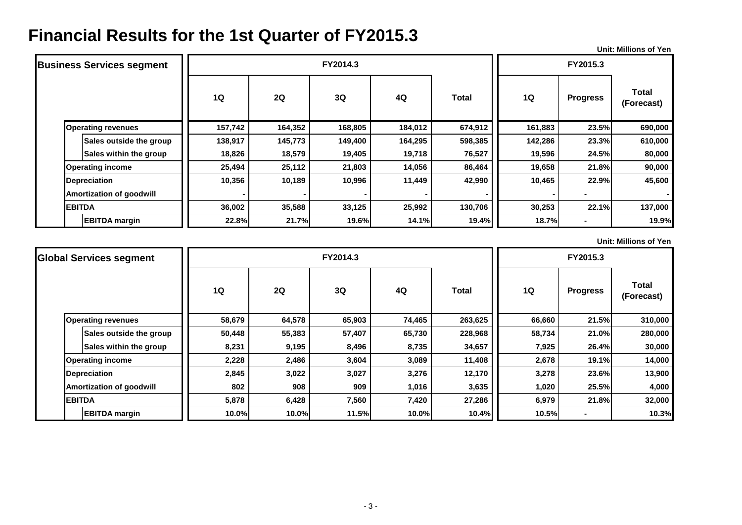# Financial Results for the 1st Quarter of FY2015.3

Unit: Millions of Yen

| Business Services segment | FY2014.3 | | | | | FY2015.3 | | |
|---|---|---|---|---|---|---|---|---|
| | 1Q | 2Q | 3Q | 4Q | Total | 1Q | Progress | Total (Forecast) |
| Operating revenues | 157,742 | 164,352 | 168,805 | 184,012 | 674,912 | 161,883 | 23.5% | 690,000 |
| Sales outside the group | 138,917 | 145,773 | 149,400 | 164,295 | 598,385 | 142,286 | 23.3% | 610,000 |
| Sales within the group | 18,826 | 18,579 | 19,405 | 19,718 | 76,527 | 19,596 | 24.5% | 80,000 |
| Operating income | 25,494 | 25,112 | 21,803 | 14,056 | 86,464 | 19,658 | 21.8% | 90,000 |
| Depreciation | 10,356 | 10,189 | 10,996 | 11,449 | 42,990 | 10,465 | 22.9% | 45,600 |
| Amortization of goodwill | - | - | - | - | - | - | - | - |
| EBITDA | 36,002 | 35,588 | 33,125 | 25,992 | 130,706 | 30,253 | 22.1% | 137,000 |
| EBITDA margin | 22.8% | 21.7% | 19.6% | 14.1% | 19.4% | 18.7% | - | 19.9% |

Unit: Millions of Yen

| Global Services segment | FY2014.3 | | | | | FY2015.3 | | |
|---|---|---|---|---|---|---|---|---|
| | 1Q | 2Q | 3Q | 4Q | Total | 1Q | Progress | Total (Forecast) |
| Operating revenues | 58,679 | 64,578 | 65,903 | 74,465 | 263,625 | 66,660 | 21.5% | 310,000 |
| Sales outside the group | 50,448 | 55,383 | 57,407 | 65,730 | 228,968 | 58,734 | 21.0% | 280,000 |
| Sales within the group | 8,231 | 9,195 | 8,496 | 8,735 | 34,657 | 7,925 | 26.4% | 30,000 |
| Operating income | 2,228 | 2,486 | 3,604 | 3,089 | 11,408 | 2,678 | 19.1% | 14,000 |
| Depreciation | 2,845 | 3,022 | 3,027 | 3,276 | 12,170 | 3,278 | 23.6% | 13,900 |
| Amortization of goodwill | 802 | 908 | 909 | 1,016 | 3,635 | 1,020 | 25.5% | 4,000 |
| EBITDA | 5,878 | 6,428 | 7,560 | 7,420 | 27,286 | 6,979 | 21.8% | 32,000 |
| EBITDA margin | 10.0% | 10.0% | 11.5% | 10.0% | 10.4% | 10.5% | - | 10.3% |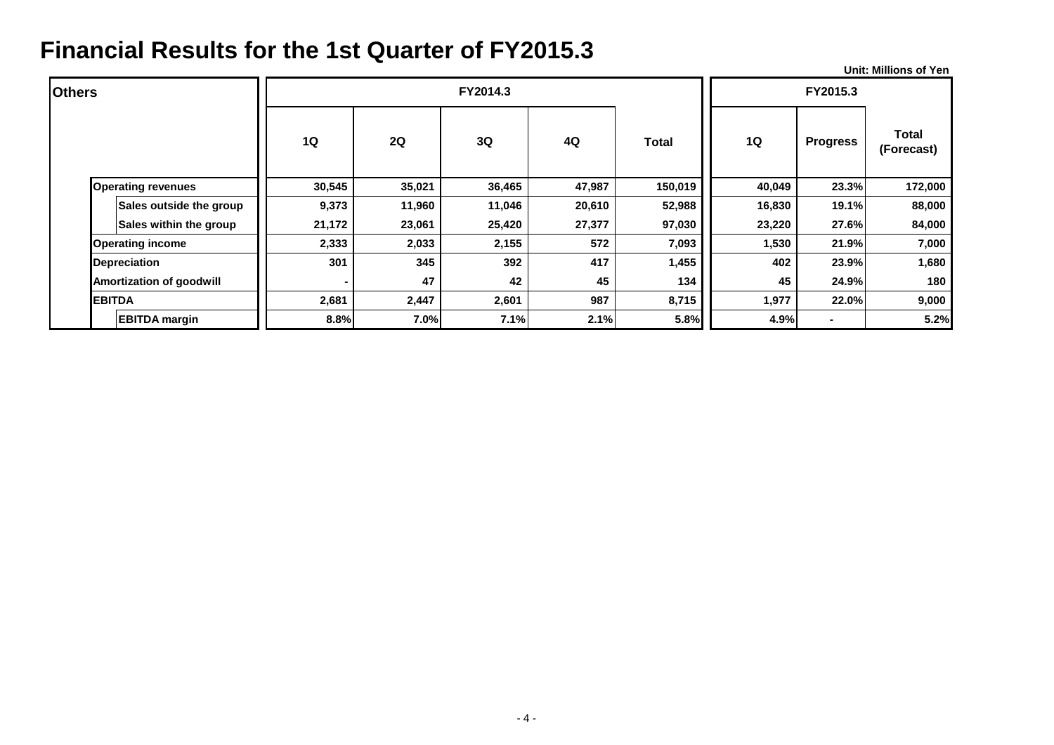# Financial Results for the 1st Quarter of FY2015.3

Unit: Millions of Yen

| Others | FY2014.3 | | | | | FY2015.3 | | |
|---|---|---|---|---|---|---|---|---|
| | 1Q | 2Q | 3Q | 4Q | Total | 1Q | Progress | Total (Forecast) |
| Operating revenues | 30,545 | 35,021 | 36,465 | 47,987 | 150,019 | 40,049 | 23.3% | 172,000 |
| Sales outside the group | 9,373 | 11,960 | 11,046 | 20,610 | 52,988 | 16,830 | 19.1% | 88,000 |
| Sales within the group | 21,172 | 23,061 | 25,420 | 27,377 | 97,030 | 23,220 | 27.6% | 84,000 |
| Operating income | 2,333 | 2,033 | 2,155 | 572 | 7,093 | 1,530 | 21.9% | 7,000 |
| Depreciation | 301 | 345 | 392 | 417 | 1,455 | 402 | 23.9% | 1,680 |
| Amortization of goodwill | - | 47 | 42 | 45 | 134 | 45 | 24.9% | 180 |
| EBITDA | 2,681 | 2,447 | 2,601 | 987 | 8,715 | 1,977 | 22.0% | 9,000 |
| EBITDA margin | 8.8% | 7.0% | 7.1% | 2.1% | 5.8% | 4.9% | - | 5.2% |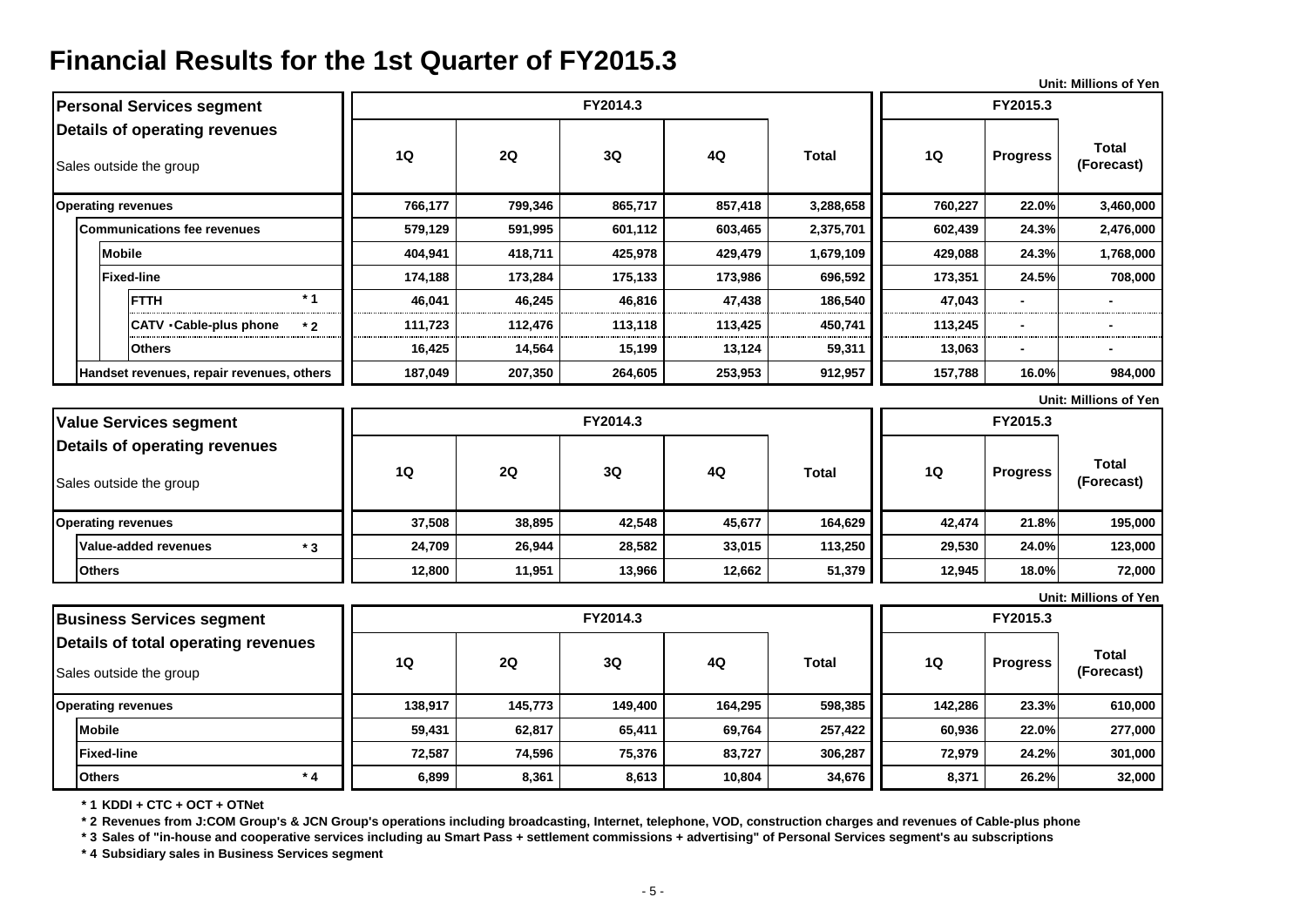# Financial Results for the 1st Quarter of FY2015.3

Unit: Millions of Yen

| Personal Services segment<br>Details of operating revenues<br>Sales outside the group | FY2014.3 1Q | FY2014.3 2Q | FY2014.3 3Q | FY2014.3 4Q | FY2014.3 Total | FY2015.3 1Q | FY2015.3 Progress | FY2015.3 Total (Forecast) |
|---|---|---|---|---|---|---|---|---|
| Operating revenues | 766,177 | 799,346 | 865,717 | 857,418 | 3,288,658 | 760,227 | 22.0% | 3,460,000 |
| Communications fee revenues | 579,129 | 591,995 | 601,112 | 603,465 | 2,375,701 | 602,439 | 24.3% | 2,476,000 |
| Mobile | 404,941 | 418,711 | 425,978 | 429,479 | 1,679,109 | 429,088 | 24.3% | 1,768,000 |
| Fixed-line | 174,188 | 173,284 | 175,133 | 173,986 | 696,592 | 173,351 | 24.5% | 708,000 |
| FTTH *1 | 46,041 | 46,245 | 46,816 | 47,438 | 186,540 | 47,043 | - | - |
| CATV・Cable-plus phone *2 | 111,723 | 112,476 | 113,118 | 113,425 | 450,741 | 113,245 | - | - |
| Others | 16,425 | 14,564 | 15,199 | 13,124 | 59,311 | 13,063 | - | - |
| Handset revenues, repair revenues, others | 187,049 | 207,350 | 264,605 | 253,953 | 912,957 | 157,788 | 16.0% | 984,000 |

Unit: Millions of Yen

| Value Services segment<br>Details of operating revenues<br>Sales outside the group | FY2014.3 1Q | FY2014.3 2Q | FY2014.3 3Q | FY2014.3 4Q | FY2014.3 Total | FY2015.3 1Q | FY2015.3 Progress | FY2015.3 Total (Forecast) |
|---|---|---|---|---|---|---|---|---|
| Operating revenues | 37,508 | 38,895 | 42,548 | 45,677 | 164,629 | 42,474 | 21.8% | 195,000 |
| Value-added revenues *3 | 24,709 | 26,944 | 28,582 | 33,015 | 113,250 | 29,530 | 24.0% | 123,000 |
| Others | 12,800 | 11,951 | 13,966 | 12,662 | 51,379 | 12,945 | 18.0% | 72,000 |

Unit: Millions of Yen

| Business Services segment<br>Details of total operating revenues<br>Sales outside the group | FY2014.3 1Q | FY2014.3 2Q | FY2014.3 3Q | FY2014.3 4Q | FY2014.3 Total | FY2015.3 1Q | FY2015.3 Progress | FY2015.3 Total (Forecast) |
|---|---|---|---|---|---|---|---|---|
| Operating revenues | 138,917 | 145,773 | 149,400 | 164,295 | 598,385 | 142,286 | 23.3% | 610,000 |
| Mobile | 59,431 | 62,817 | 65,411 | 69,764 | 257,422 | 60,936 | 22.0% | 277,000 |
| Fixed-line | 72,587 | 74,596 | 75,376 | 83,727 | 306,287 | 72,979 | 24.2% | 301,000 |
| Others *4 | 6,899 | 8,361 | 8,613 | 10,804 | 34,676 | 8,371 | 26.2% | 32,000 |

*1 KDDI + CTC + OCT + OTNet

*2 Revenues from J:COM Group's & JCN Group's operations including broadcasting, Internet, telephone, VOD, construction charges and revenues of Cable-plus phone

*3 Sales of "in-house and cooperative services including au Smart Pass + settlement commissions + advertising" of Personal Services segment's au subscriptions

*4 Subsidiary sales in Business Services segment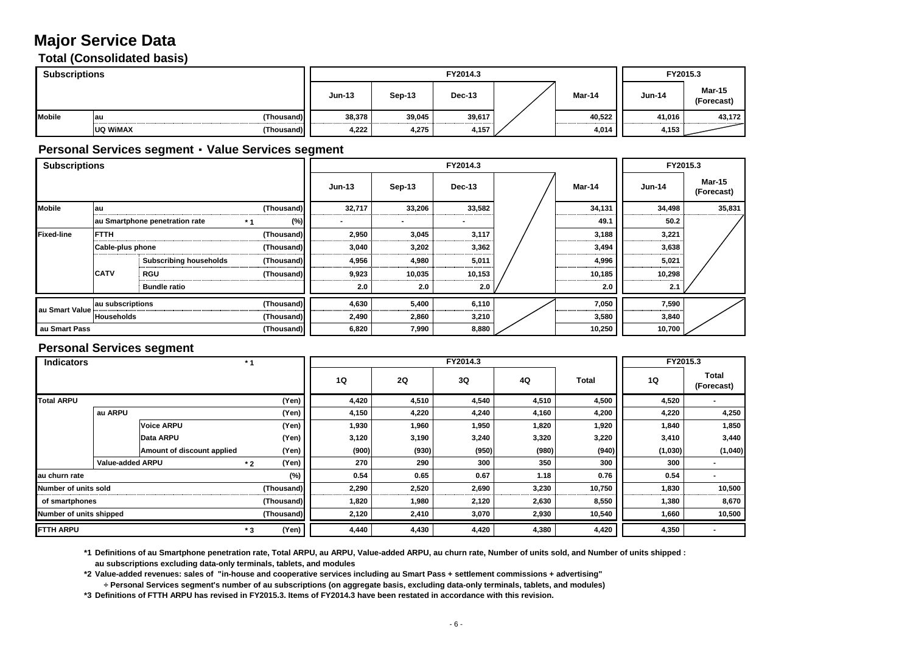# Major Service Data

## Total (Consolidated basis)

| Subscriptions | | | FY2014.3 | | | | | FY2015.3 | |
|---|---|---|---|---|---|---|---|---|---|
| | | | Jun-13 | Sep-13 | Dec-13 | | Mar-14 | Jun-14 | Mar-15 (Forecast) |
| Mobile | au | (Thousand) | 38,378 | 39,045 | 39,617 | | 40,522 | 41,016 | 43,172 |
| | UQ WiMAX | (Thousand) | 4,222 | 4,275 | 4,157 | | 4,014 | 4,153 | |

## Personal Services segment・Value Services segment

| Subscriptions | | | | FY2014.3 | | | | | FY2015.3 | |
|---|---|---|---|---|---|---|---|---|---|---|
| | | | | Jun-13 | Sep-13 | Dec-13 | | Mar-14 | Jun-14 | Mar-15 (Forecast) |
| Mobile | au | | (Thousand) | 32,717 | 33,206 | 33,582 | | 34,131 | 34,498 | 35,831 |
| | au Smartphone penetration rate *1 | | (%) | - | - | - | | 49.1 | 50.2 | |
| Fixed-line | FTTH | | (Thousand) | 2,950 | 3,045 | 3,117 | | 3,188 | 3,221 | |
| | Cable-plus phone | | (Thousand) | 3,040 | 3,202 | 3,362 | | 3,494 | 3,638 | |
| | CATV | Subscribing households | (Thousand) | 4,956 | 4,980 | 5,011 | | 4,996 | 5,021 | |
| | | RGU | (Thousand) | 9,923 | 10,035 | 10,153 | | 10,185 | 10,298 | |
| | | Bundle ratio | | 2.0 | 2.0 | 2.0 | | 2.0 | 2.1 | |
| au Smart Value | au subscriptions | | (Thousand) | 4,630 | 5,400 | 6,110 | | 7,050 | 7,590 | |
| | Households | | (Thousand) | 2,490 | 2,860 | 3,210 | | 3,580 | 3,840 | |
| au Smart Pass | | | (Thousand) | 6,820 | 7,990 | 8,880 | | 10,250 | 10,700 | |

## Personal Services segment

| Indicators *1 | | | | FY2014.3 | | | | | FY2015.3 | |
|---|---|---|---|---|---|---|---|---|---|---|
| | | | | 1Q | 2Q | 3Q | 4Q | Total | 1Q | Total (Forecast) |
| Total ARPU | | | (Yen) | 4,420 | 4,510 | 4,540 | 4,510 | 4,500 | 4,520 | - |
| | au ARPU | | (Yen) | 4,150 | 4,220 | 4,240 | 4,160 | 4,200 | 4,220 | 4,250 |
| | | Voice ARPU | (Yen) | 1,930 | 1,960 | 1,950 | 1,820 | 1,920 | 1,840 | 1,850 |
| | | Data ARPU | (Yen) | 3,120 | 3,190 | 3,240 | 3,320 | 3,220 | 3,410 | 3,440 |
| | | Amount of discount applied | (Yen) | (900) | (930) | (950) | (980) | (940) | (1,030) | (1,040) |
| | Value-added ARPU *2 | | (Yen) | 270 | 290 | 300 | 350 | 300 | 300 | - |
| au churn rate | | | (%) | 0.54 | 0.65 | 0.67 | 1.18 | 0.76 | 0.54 | - |
| Number of units sold | | | (Thousand) | 2,290 | 2,520 | 2,690 | 3,230 | 10,750 | 1,830 | 10,500 |
| of smartphones | | | (Thousand) | 1,820 | 1,980 | 2,120 | 2,630 | 8,550 | 1,380 | 8,670 |
| Number of units shipped | | | (Thousand) | 2,120 | 2,410 | 3,070 | 2,930 | 10,540 | 1,660 | 10,500 |
| FTTH ARPU *3 | | | (Yen) | 4,440 | 4,430 | 4,420 | 4,380 | 4,420 | 4,350 | - |

*1 Definitions of au Smartphone penetration rate, Total ARPU, au ARPU, Value-added ARPU, au churn rate, Number of units sold, and Number of units shipped : au subscriptions excluding data-only terminals, tablets, and modules

*2 Value-added revenues: sales of "in-house and cooperative services including au Smart Pass + settlement commissions + advertising" ÷ Personal Services segment's number of au subscriptions (on aggregate basis, excluding data-only terminals, tablets, and modules)

*3 Definitions of FTTH ARPU has revised in FY2015.3. Items of FY2014.3 have been restated in accordance with this revision.